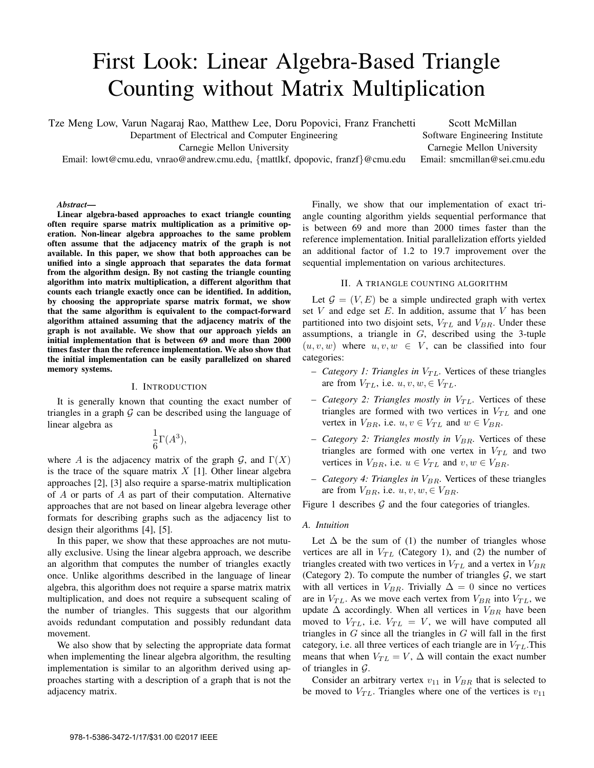# First Look: Linear Algebra-Based Triangle Counting without Matrix Multiplication

Tze Meng Low, Varun Nagaraj Rao, Matthew Lee, Doru Popovici, Franz Franchetti
Department of Electrical and Computer Engineering
Carnegie Mellon University
Email: lowt@cmu.edu, vnrao@andrew.cmu.edu, {mattlkf, dpopovic, franzf}@cmu.edu

Scott McMillan
Software Engineering Institute
Carnegie Mellon University
Email: smcmillan@sei.cmu.edu

***Abstract*—**
**Linear algebra-based approaches to exact triangle counting often require sparse matrix multiplication as a primitive operation. Non-linear algebra approaches to the same problem often assume that the adjacency matrix of the graph is not available. In this paper, we show that both approaches can be unified into a single approach that separates the data format from the algorithm design. By not casting the triangle counting algorithm into matrix multiplication, a different algorithm that counts each triangle exactly once can be identified. In addition, by choosing the appropriate sparse matrix format, we show that the same algorithm is equivalent to the compact-forward algorithm attained assuming that the adjacency matrix of the graph is not available. We show that our approach yields an initial implementation that is between 69 and more than 2000 times faster than the reference implementation. We also show that the initial implementation can be easily parallelized on shared memory systems.**

## I. Introduction

It is generally known that counting the exact number of triangles in a graph $\mathcal{G}$ can be described using the language of linear algebra as

$$\frac{1}{6}\Gamma(A^3),$$

where $A$ is the adjacency matrix of the graph $\mathcal{G}$, and $\Gamma(X)$ is the trace of the square matrix $X$ [1]. Other linear algebra approaches [2], [3] also require a sparse-matrix multiplication of $A$ or parts of $A$ as part of their computation. Alternative approaches that are not based on linear algebra leverage other formats for describing graphs such as the adjacency list to design their algorithms [4], [5].

In this paper, we show that these approaches are not mutually exclusive. Using the linear algebra approach, we describe an algorithm that computes the number of triangles exactly once. Unlike algorithms described in the language of linear algebra, this algorithm does not require a sparse matrix matrix multiplication, and does not require a subsequent scaling of the number of triangles. This suggests that our algorithm avoids redundant computation and possibly redundant data movement.

We also show that by selecting the appropriate data format when implementing the linear algebra algorithm, the resulting implementation is similar to an algorithm derived using approaches starting with a description of a graph that is not the adjacency matrix.

Finally, we show that our implementation of exact triangle counting algorithm yields sequential performance that is between 69 and more than 2000 times faster than the reference implementation. Initial parallelization efforts yielded an additional factor of 1.2 to 19.7 improvement over the sequential implementation on various architectures.

## II. A triangle counting algorithm

Let $\mathcal{G} = (V, E)$ be a simple undirected graph with vertex set $V$ and edge set $E$. In addition, assume that $V$ has been partitioned into two disjoint sets, $V_{TL}$ and $V_{BR}$. Under these assumptions, a triangle in $G$, described using the 3-tuple $(u, v, w)$ where $u, v, w \in V$, can be classified into four categories:

- *Category 1: Triangles in $V_{TL}$.* Vertices of these triangles are from $V_{TL}$, i.e. $u, v, w, \in V_{TL}$.
- *Category 2: Triangles mostly in $V_{TL}$.* Vertices of these triangles are formed with two vertices in $V_{TL}$ and one vertex in $V_{BR}$, i.e. $u, v \in V_{TL}$ and $w \in V_{BR}$.
- *Category 2: Triangles mostly in $V_{BR}$.* Vertices of these triangles are formed with one vertex in $V_{TL}$ and two vertices in $V_{BR}$, i.e. $u \in V_{TL}$ and $v, w \in V_{BR}$.
- *Category 4: Triangles in $V_{BR}$.* Vertices of these triangles are from $V_{BR}$, i.e. $u, v, w, \in V_{BR}$.

Figure 1 describes $\mathcal{G}$ and the four categories of triangles.

### A. Intuition

Let $\Delta$ be the sum of (1) the number of triangles whose vertices are all in $V_{TL}$ (Category 1), and (2) the number of triangles created with two vertices in $V_{TL}$ and a vertex in $V_{BR}$ (Category 2). To compute the number of triangles $\mathcal{G}$, we start with all vertices in $V_{BR}$. Trivially $\Delta = 0$ since no vertices are in $V_{TL}$. As we move each vertex from $V_{BR}$ into $V_{TL}$, we update $\Delta$ accordingly. When all vertices in $V_{BR}$ have been moved to $V_{TL}$, i.e. $V_{TL} = V$, we will have computed all triangles in $G$ since all the triangles in $G$ will fall in the first category, i.e. all three vertices of each triangle are in $V_{TL}$.This means that when $V_{TL} = V$, $\Delta$ will contain the exact number of triangles in $\mathcal{G}$.

Consider an arbitrary vertex $v_{11}$ in $V_{BR}$ that is selected to be moved to $V_{TL}$. Triangles where one of the vertices is $v_{11}$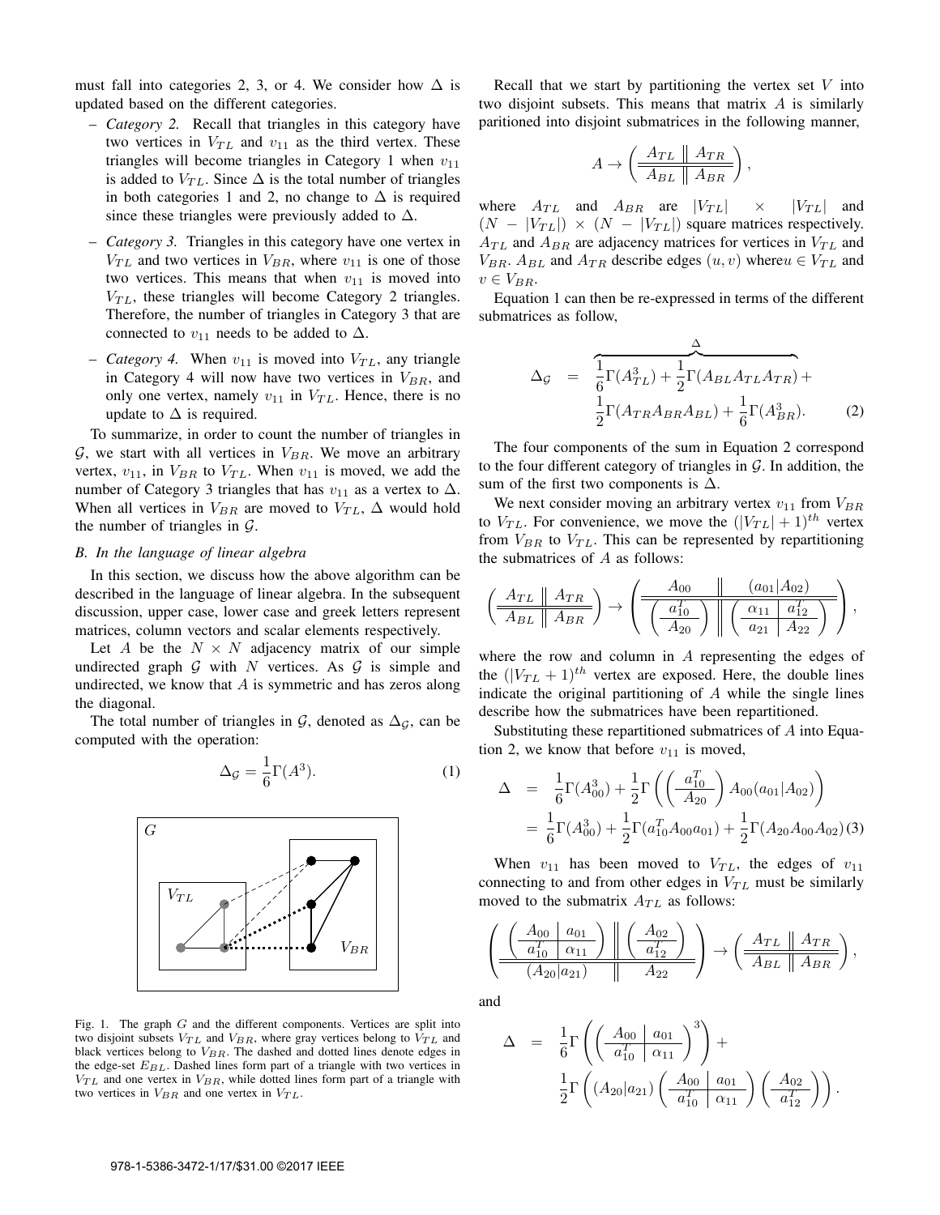must fall into categories 2, 3, or 4. We consider how $\Delta$ is updated based on the different categories.

- *Category 2.* Recall that triangles in this category have two vertices in $V_{TL}$ and $v_{11}$ as the third vertex. These triangles will become triangles in Category 1 when $v_{11}$ is added to $V_{TL}$. Since $\Delta$ is the total number of triangles in both categories 1 and 2, no change to $\Delta$ is required since these triangles were previously added to $\Delta$.
- *Category 3.* Triangles in this category have one vertex in $V_{TL}$ and two vertices in $V_{BR}$, where $v_{11}$ is one of those two vertices. This means that when $v_{11}$ is moved into $V_{TL}$, these triangles will become Category 2 triangles. Therefore, the number of triangles in Category 3 that are connected to $v_{11}$ needs to be added to $\Delta$.
- *Category 4.* When $v_{11}$ is moved into $V_{TL}$, any triangle in Category 4 will now have two vertices in $V_{BR}$, and only one vertex, namely $v_{11}$ in $V_{TL}$. Hence, there is no update to $\Delta$ is required.

To summarize, in order to count the number of triangles in $\mathcal{G}$, we start with all vertices in $V_{BR}$. We move an arbitrary vertex, $v_{11}$, in $V_{BR}$ to $V_{TL}$. When $v_{11}$ is moved, we add the number of Category 3 triangles that has $v_{11}$ as a vertex to $\Delta$. When all vertices in $V_{BR}$ are moved to $V_{TL}$, $\Delta$ would hold the number of triangles in $\mathcal{G}$.

### B. In the language of linear algebra

In this section, we discuss how the above algorithm can be described in the language of linear algebra. In the subsequent discussion, upper case, lower case and greek letters represent matrices, column vectors and scalar elements respectively.

Let $A$ be the $N \times N$ adjacency matrix of our simple undirected graph $\mathcal{G}$ with $N$ vertices. As $\mathcal{G}$ is simple and undirected, we know that $A$ is symmetric and has zeros along the diagonal.

The total number of triangles in $\mathcal{G}$, denoted as $\Delta_{\mathcal{G}}$, can be computed with the operation:

$$\Delta_{\mathcal{G}} = \frac{1}{6}\Gamma(A^3). \tag{1}$$

Fig. 1. The graph $G$ and the different components. Vertices are split into two disjoint subsets $V_{TL}$ and $V_{BR}$, where gray vertices belong to $V_{TL}$ and black vertices belong to $V_{BR}$. The dashed and dotted lines denote edges in the edge-set $E_{BL}$. Dashed lines form part of a triangle with two vertices in $V_{TL}$ and one vertex in $V_{BR}$, while dotted lines form part of a triangle with two vertices in $V_{BR}$ and one vertex in $V_{TL}$.

Recall that we start by partitioning the vertex set $V$ into two disjoint subsets. This means that matrix $A$ is similarly paritioned into disjoint submatrices in the following manner,

$$A \rightarrow \left( \begin{array}{c||c} A_{TL} & A_{TR} \\ \hline A_{BL} & A_{BR} \end{array} \right),$$

where $A_{TL}$ and $A_{BR}$ are $|V_{TL}| \times |V_{TL}|$ and $(N - |V_{TL}|) \times (N - |V_{TL}|)$ square matrices respectively. $A_{TL}$ and $A_{BR}$ are adjacency matrices for vertices in $V_{TL}$ and $V_{BR}$. $A_{BL}$ and $A_{TR}$ describe edges $(u, v)$ where$u \in V_{TL}$ and $v \in V_{BR}$.

Equation 1 can then be re-expressed in terms of the different submatrices as follow,

$$\begin{aligned} \Delta_{\mathcal{G}} &= \overbrace{\frac{1}{6}\Gamma(A_{TL}^3) + \frac{1}{2}\Gamma(A_{BL}A_{TL}A_{TR})}^{\Delta} + \\ & \quad \frac{1}{2}\Gamma(A_{TR}A_{BR}A_{BL}) + \frac{1}{6}\Gamma(A_{BR}^3). \end{aligned} \tag{2}$$

The four components of the sum in Equation 2 correspond to the four different category of triangles in $\mathcal{G}$. In addition, the sum of the first two components is $\Delta$.

We next consider moving an arbitrary vertex $v_{11}$ from $V_{BR}$ to $V_{TL}$. For convenience, we move the $(|V_{TL}| + 1)^{th}$ vertex from $V_{BR}$ to $V_{TL}$. This can be represented by repartitioning the submatrices of $A$ as follows:

$$\left( \begin{array}{c||c} A_{TL} & A_{TR} \\ \hline A_{BL} & A_{BR} \end{array} \right) \rightarrow \left( \begin{array}{c||c} A_{00} & (a_{01}|A_{02}) \\ \hline \left( \begin{array}{c} a_{10}^T \\ \hline A_{20} \end{array} \right) & \left( \begin{array}{c|c} \alpha_{11} & a_{12}^T \\ \hline a_{21} & A_{22} \end{array} \right) \end{array} \right),$$

where the row and column in $A$ representing the edges of the $(|V_{TL} + 1)^{th}$ vertex are exposed. Here, the double lines indicate the original partitioning of $A$ while the single lines describe how the submatrices have been repartitioned.

Substituting these repartitioned submatrices of $A$ into Equation 2, we know that before $v_{11}$ is moved,

$$\begin{aligned} \Delta &= \frac{1}{6}\Gamma(A_{00}^3) + \frac{1}{2}\Gamma\left( \left( \begin{array}{c} a_{10}^T \\ \hline A_{20} \end{array} \right) A_{00} (a_{01}|A_{02}) \right) \\ &= \frac{1}{6}\Gamma(A_{00}^3) + \frac{1}{2}\Gamma(a_{10}^T A_{00} a_{01}) + \frac{1}{2}\Gamma(A_{20}A_{00}A_{02}) \end{aligned} \tag{3}$$

When $v_{11}$ has been moved to $V_{TL}$, the edges of $v_{11}$ connecting to and from other edges in $V_{TL}$ must be similarly moved to the submatrix $A_{TL}$ as follows:

$$\left( \begin{array}{c||c} \left( \begin{array}{c|c} A_{00} & a_{01} \\ \hline a_{10}^T & \alpha_{11} \end{array} \right) & \left( \begin{array}{c} A_{02} \\ \hline a_{12}^T \end{array} \right) \\ \hline (A_{20}|a_{21}) & A_{22} \end{array} \right) \rightarrow \left( \begin{array}{c||c} A_{TL} & A_{TR} \\ \hline A_{BL} & A_{BR} \end{array} \right),$$

and

$$\begin{aligned} \Delta &= \frac{1}{6}\Gamma\left( \left( \begin{array}{c|c} A_{00} & a_{01} \\ \hline a_{10}^T & \alpha_{11} \end{array} \right)^3 \right) + \\ & \quad \frac{1}{2}\Gamma\left( (A_{20}|a_{21}) \left( \begin{array}{c|c} A_{00} & a_{01} \\ \hline a_{10}^T & \alpha_{11} \end{array} \right) \left( \begin{array}{c} A_{02} \\ \hline a_{12}^T \end{array} \right) \right). \end{aligned}$$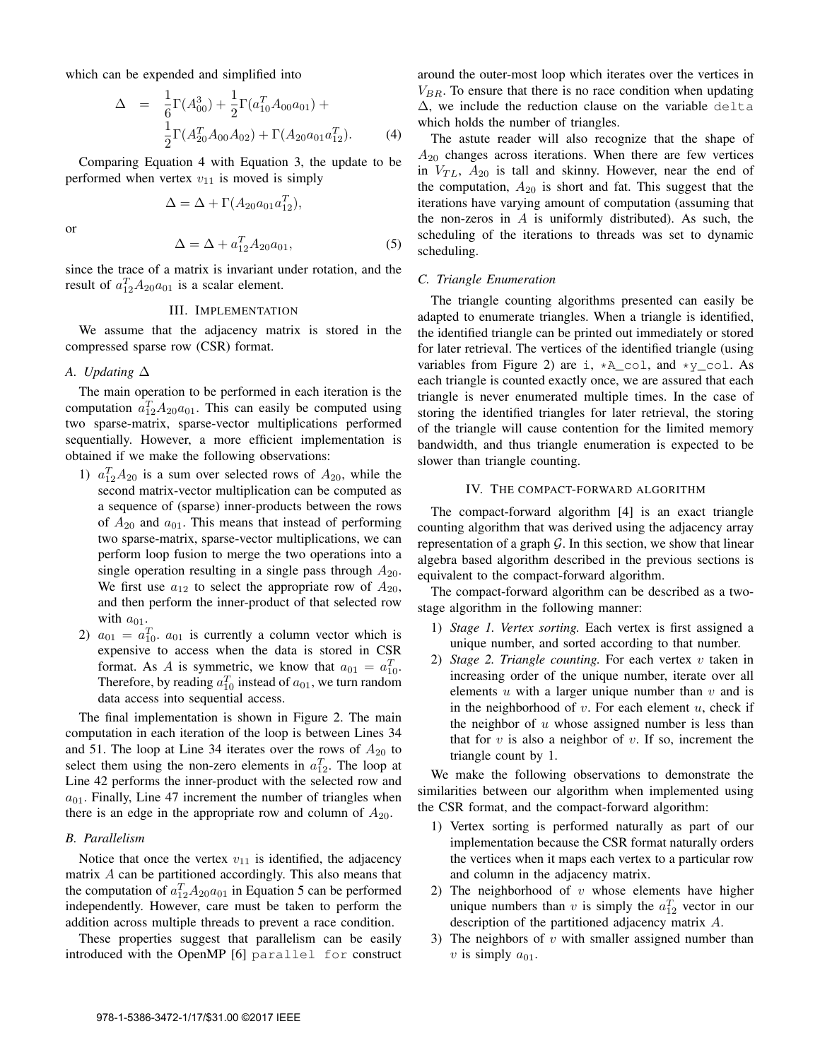which can be expended and simplified into

$$\Delta = \frac{1}{6}\Gamma(A_{00}^3) + \frac{1}{2}\Gamma(a_{10}^T A_{00} a_{01}) + \frac{1}{2}\Gamma(A_{20}^T A_{00} A_{02}) + \Gamma(A_{20} a_{01} a_{12}^T). \quad (4)$$

Comparing Equation 4 with Equation 3, the update to be performed when vertex $v_{11}$ is moved is simply

$$\Delta = \Delta + \Gamma(A_{20} a_{01} a_{12}^T),$$

or

$$\Delta = \Delta + a_{12}^T A_{20} a_{01}, \quad (5)$$

since the trace of a matrix is invariant under rotation, and the result of $a_{12}^T A_{20} a_{01}$ is a scalar element.

## III. Implementation

We assume that the adjacency matrix is stored in the compressed sparse row (CSR) format.

### A. Updating $\Delta$

The main operation to be performed in each iteration is the computation $a_{12}^T A_{20} a_{01}$. This can easily be computed using two sparse-matrix, sparse-vector multiplications performed sequentially. However, a more efficient implementation is obtained if we make the following observations:

1) $a_{12}^T A_{20}$ is a sum over selected rows of $A_{20}$, while the second matrix-vector multiplication can be computed as a sequence of (sparse) inner-products between the rows of $A_{20}$ and $a_{01}$. This means that instead of performing two sparse-matrix, sparse-vector multiplications, we can perform loop fusion to merge the two operations into a single operation resulting in a single pass through $A_{20}$. We first use $a_{12}$ to select the appropriate row of $A_{20}$, and then perform the inner-product of that selected row with $a_{01}$.
2) $a_{01} = a_{10}^T$. $a_{01}$ is currently a column vector which is expensive to access when the data is stored in CSR format. As $A$ is symmetric, we know that $a_{01} = a_{10}^T$. Therefore, by reading $a_{10}^T$ instead of $a_{01}$, we turn random data access into sequential access.

The final implementation is shown in Figure 2. The main computation in each iteration of the loop is between Lines 34 and 51. The loop at Line 34 iterates over the rows of $A_{20}$ to select them using the non-zero elements in $a_{12}^T$. The loop at Line 42 performs the inner-product with the selected row and $a_{01}$. Finally, Line 47 increment the number of triangles when there is an edge in the appropriate row and column of $A_{20}$.

### B. Parallelism

Notice that once the vertex $v_{11}$ is identified, the adjacency matrix $A$ can be partitioned accordingly. This also means that the computation of $a_{12}^T A_{20} a_{01}$ in Equation 5 can be performed independently. However, care must be taken to perform the addition across multiple threads to prevent a race condition.

These properties suggest that parallelism can be easily introduced with the OpenMP [6] `parallel for` construct around the outer-most loop which iterates over the vertices in $V_{BR}$. To ensure that there is no race condition when updating $\Delta$, we include the reduction clause on the variable `delta` which holds the number of triangles.

The astute reader will also recognize that the shape of $A_{20}$ changes across iterations. When there are few vertices in $V_{TL}$, $A_{20}$ is tall and skinny. However, near the end of the computation, $A_{20}$ is short and fat. This suggest that the iterations have varying amount of computation (assuming that the non-zeros in $A$ is uniformly distributed). As such, the scheduling of the iterations to threads was set to dynamic scheduling.

### C. Triangle Enumeration

The triangle counting algorithms presented can easily be adapted to enumerate triangles. When a triangle is identified, the identified triangle can be printed out immediately or stored for later retrieval. The vertices of the identified triangle (using variables from Figure 2) are `i`, `*A_col`, and `*y_col`. As each triangle is counted exactly once, we are assured that each triangle is never enumerated multiple times. In the case of storing the identified triangles for later retrieval, the storing of the triangle will cause contention for the limited memory bandwidth, and thus triangle enumeration is expected to be slower than triangle counting.

## IV. The compact-forward algorithm

The compact-forward algorithm [4] is an exact triangle counting algorithm that was derived using the adjacency array representation of a graph $\mathcal{G}$. In this section, we show that linear algebra based algorithm described in the previous sections is equivalent to the compact-forward algorithm.

The compact-forward algorithm can be described as a two-stage algorithm in the following manner:

1) *Stage 1. Vertex sorting.* Each vertex is first assigned a unique number, and sorted according to that number.
2) *Stage 2. Triangle counting.* For each vertex $v$ taken in increasing order of the unique number, iterate over all elements $u$ with a larger unique number than $v$ and is in the neighborhood of $v$. For each element $u$, check if the neighbor of $u$ whose assigned number is less than that for $v$ is also a neighbor of $v$. If so, increment the triangle count by 1.

We make the following observations to demonstrate the similarities between our algorithm when implemented using the CSR format, and the compact-forward algorithm:

1) Vertex sorting is performed naturally as part of our implementation because the CSR format naturally orders the vertices when it maps each vertex to a particular row and column in the adjacency matrix.
2) The neighborhood of $v$ whose elements have higher unique numbers than $v$ is simply the $a_{12}^T$ vector in our description of the partitioned adjacency matrix $A$.
3) The neighbors of $v$ with smaller assigned number than $v$ is simply $a_{01}$.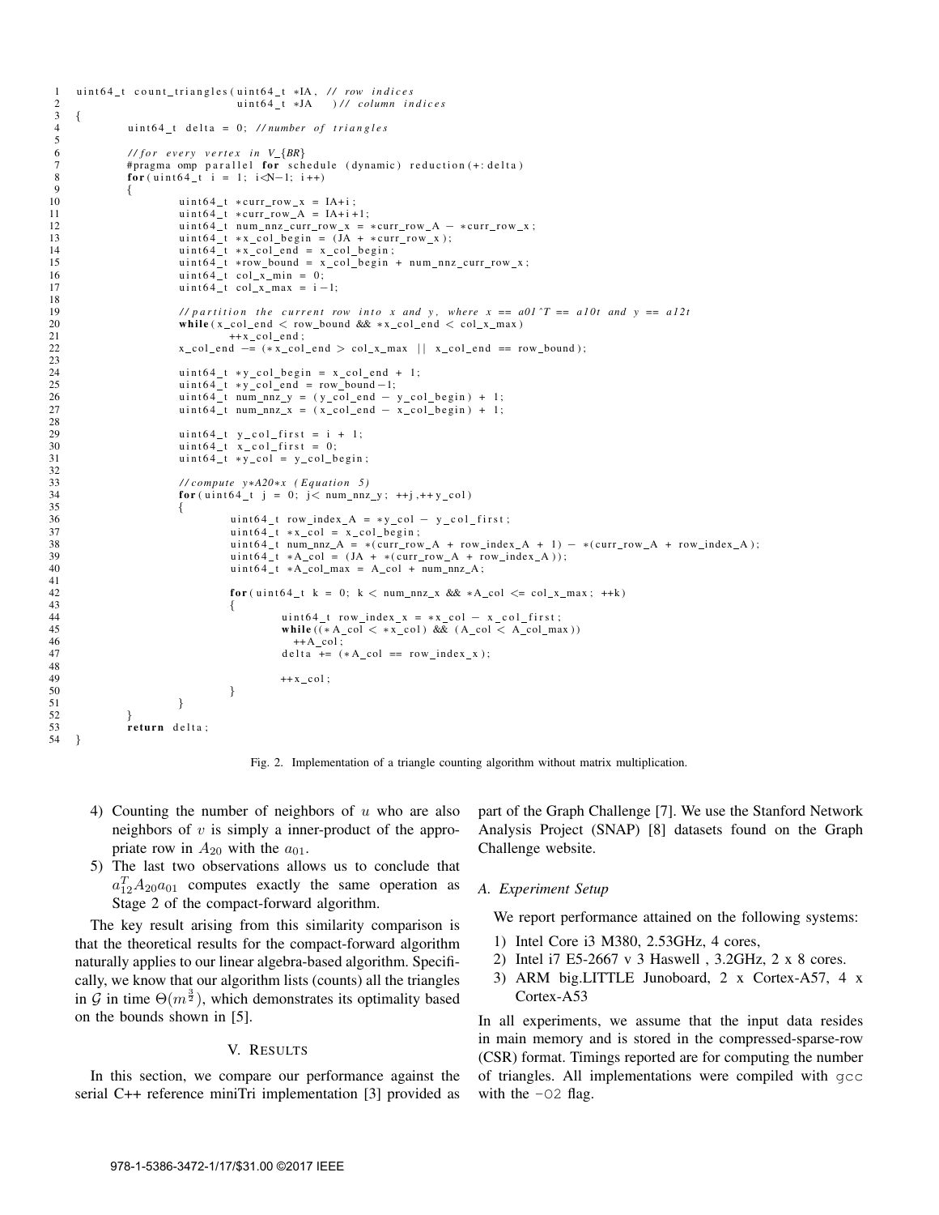```c
uint64_t count_triangles(uint64_t *IA, // row indices
                         uint64_t *JA  )// column indices
{
        uint64_t delta = 0; //number of triangles

        //for every vertex in V_{BR}
        #pragma omp parallel for schedule (dynamic) reduction(+:delta)
        for(uint64_t i = 1; i<N-1; i++)
        {
                uint64_t *curr_row_x = IA+i;
                uint64_t *curr_row_A = IA+i+1;
                uint64_t num_nnz_curr_row_x = *curr_row_A - *curr_row_x;
                uint64_t *x_col_begin = (JA + *curr_row_x);
                uint64_t *x_col_end = x_col_begin;
                uint64_t *row_bound = x_col_begin + num_nnz_curr_row_x;
                uint64_t col_x_min = 0;
                uint64_t col_x_max = i-1;

                //partition the current row into x and y, where x == a01^T == a10t and y == a12t
                while(x_col_end < row_bound && *x_col_end < col_x_max)
                        ++x_col_end;
                x_col_end -= (*x_col_end > col_x_max || x_col_end == row_bound);

                uint64_t *y_col_begin = x_col_end + 1;
                uint64_t *y_col_end = row_bound-1;
                uint64_t num_nnz_y = (y_col_end - y_col_begin) + 1;
                uint64_t num_nnz_x = (x_col_end - x_col_begin) + 1;

                uint64_t y_col_first = i + 1;
                uint64_t x_col_first = 0;
                uint64_t *y_col = y_col_begin;

                //compute y*A20*x (Equation 5)
                for(uint64_t j = 0; j< num_nnz_y; ++j,++y_col)
                {
                        uint64_t row_index_A = *y_col - y_col_first;
                        uint64_t *x_col = x_col_begin;
                        uint64_t num_nnz_A = *(curr_row_A + row_index_A + 1) - *(curr_row_A + row_index_A);
                        uint64_t *A_col = (JA + *(curr_row_A + row_index_A));
                        uint64_t *A_col_max = A_col + num_nnz_A;

                        for(uint64_t k = 0; k < num_nnz_x && *A_col <= col_x_max; ++k)
                        {
                                uint64_t row_index_x = *x_col - x_col_first;
                                while((*A_col < *x_col) && (A_col < A_col_max))
                                  ++A_col;
                                delta += (*A_col == row_index_x);

                                ++x_col;
                        }
                }
        }
        return delta;
}
```

Fig. 2. Implementation of a triangle counting algorithm without matrix multiplication.

4) Counting the number of neighbors of $u$ who are also neighbors of $v$ is simply a inner-product of the appropriate row in $A_{20}$ with the $a_{01}$.
5) The last two observations allows us to conclude that $a_{12}^T A_{20} a_{01}$ computes exactly the same operation as Stage 2 of the compact-forward algorithm.

The key result arising from this similarity comparison is that the theoretical results for the compact-forward algorithm naturally applies to our linear algebra-based algorithm. Specifically, we know that our algorithm lists (counts) all the triangles in $\mathcal{G}$ in time $\Theta(m^{\frac{3}{2}})$, which demonstrates its optimality based on the bounds shown in [5].

## V. Results

In this section, we compare our performance against the serial C++ reference miniTri implementation [3] provided as part of the Graph Challenge [7]. We use the Stanford Network Analysis Project (SNAP) [8] datasets found on the Graph Challenge website.

### A. Experiment Setup

We report performance attained on the following systems:

1) Intel Core i3 M380, 2.53GHz, 4 cores,
2) Intel i7 E5-2667 v 3 Haswell , 3.2GHz, 2 x 8 cores.
3) ARM big.LITTLE Junoboard, 2 x Cortex-A57, 4 x Cortex-A53

In all experiments, we assume that the input data resides in main memory and is stored in the compressed-sparse-row (CSR) format. Timings reported are for computing the number of triangles. All implementations were compiled with `gcc` with the `-O2` flag.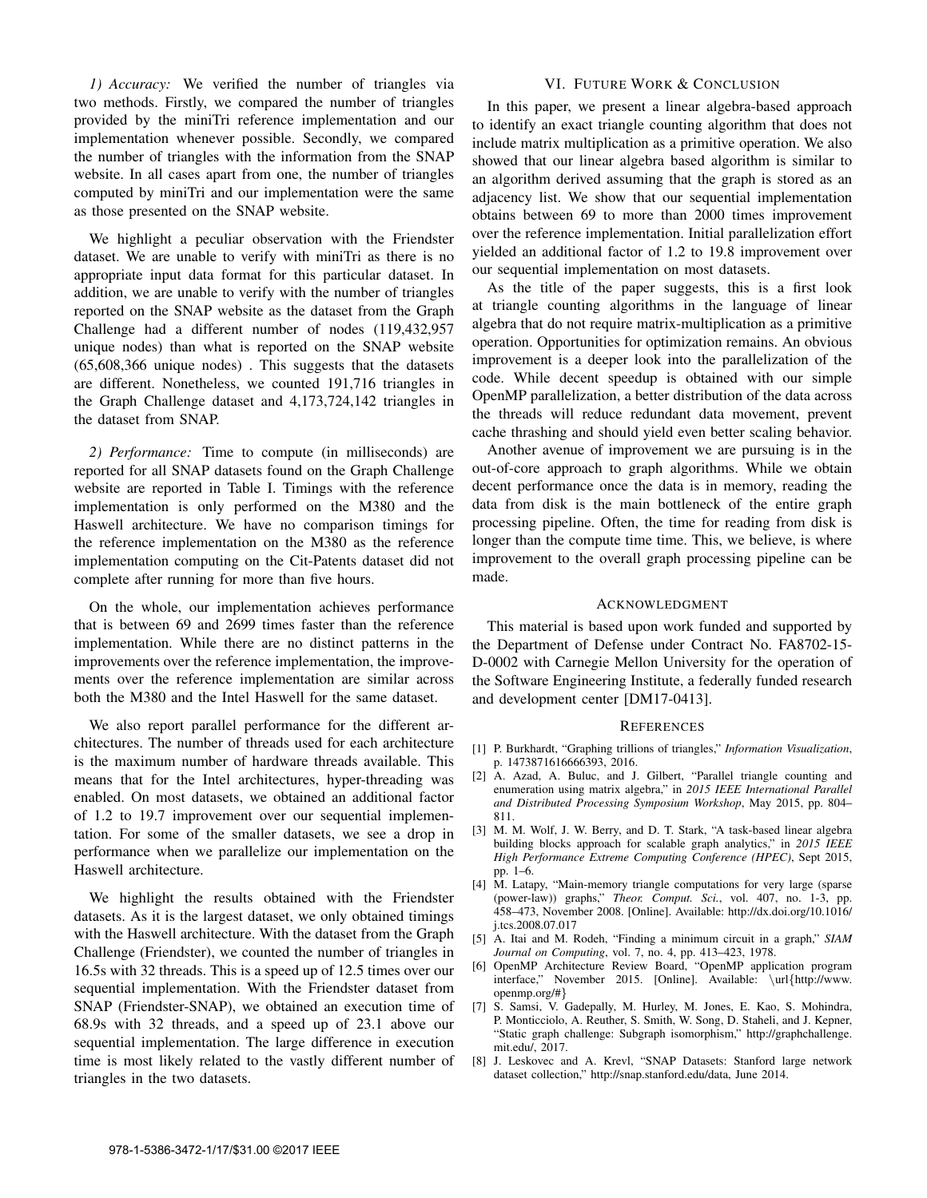*1) Accuracy:* We verified the number of triangles via two methods. Firstly, we compared the number of triangles provided by the miniTri reference implementation and our implementation whenever possible. Secondly, we compared the number of triangles with the information from the SNAP website. In all cases apart from one, the number of triangles computed by miniTri and our implementation were the same as those presented on the SNAP website.

We highlight a peculiar observation with the Friendster dataset. We are unable to verify with miniTri as there is no appropriate input data format for this particular dataset. In addition, we are unable to verify with the number of triangles reported on the SNAP website as the dataset from the Graph Challenge had a different number of nodes (119,432,957 unique nodes) than what is reported on the SNAP website (65,608,366 unique nodes) . This suggests that the datasets are different. Nonetheless, we counted 191,716 triangles in the Graph Challenge dataset and 4,173,724,142 triangles in the dataset from SNAP.

*2) Performance:* Time to compute (in milliseconds) are reported for all SNAP datasets found on the Graph Challenge website are reported in Table I. Timings with the reference implementation is only performed on the M380 and the Haswell architecture. We have no comparison timings for the reference implementation on the M380 as the reference implementation computing on the Cit-Patents dataset did not complete after running for more than five hours.

On the whole, our implementation achieves performance that is between 69 and 2699 times faster than the reference implementation. While there are no distinct patterns in the improvements over the reference implementation, the improvements over the reference implementation are similar across both the M380 and the Intel Haswell for the same dataset.

We also report parallel performance for the different architectures. The number of threads used for each architecture is the maximum number of hardware threads available. This means that for the Intel architectures, hyper-threading was enabled. On most datasets, we obtained an additional factor of 1.2 to 19.7 improvement over our sequential implementation. For some of the smaller datasets, we see a drop in performance when we parallelize our implementation on the Haswell architecture.

We highlight the results obtained with the Friendster datasets. As it is the largest dataset, we only obtained timings with the Haswell architecture. With the dataset from the Graph Challenge (Friendster), we counted the number of triangles in 16.5s with 32 threads. This is a speed up of 12.5 times over our sequential implementation. With the Friendster dataset from SNAP (Friendster-SNAP), we obtained an execution time of 68.9s with 32 threads, and a speed up of 23.1 above our sequential implementation. The large difference in execution time is most likely related to the vastly different number of triangles in the two datasets.

## VI. Future Work & Conclusion

In this paper, we present a linear algebra-based approach to identify an exact triangle counting algorithm that does not include matrix multiplication as a primitive operation. We also showed that our linear algebra based algorithm is similar to an algorithm derived assuming that the graph is stored as an adjacency list. We show that our sequential implementation obtains between 69 to more than 2000 times improvement over the reference implementation. Initial parallelization effort yielded an additional factor of 1.2 to 19.8 improvement over our sequential implementation on most datasets.

As the title of the paper suggests, this is a first look at triangle counting algorithms in the language of linear algebra that do not require matrix-multiplication as a primitive operation. Opportunities for optimization remains. An obvious improvement is a deeper look into the parallelization of the code. While decent speedup is obtained with our simple OpenMP parallelization, a better distribution of the data across the threads will reduce redundant data movement, prevent cache thrashing and should yield even better scaling behavior.

Another avenue of improvement we are pursuing is in the out-of-core approach to graph algorithms. While we obtain decent performance once the data is in memory, reading the data from disk is the main bottleneck of the entire graph processing pipeline. Often, the time for reading from disk is longer than the compute time time. This, we believe, is where improvement to the overall graph processing pipeline can be made.

## Acknowledgment

This material is based upon work funded and supported by the Department of Defense under Contract No. FA8702-15-D-0002 with Carnegie Mellon University for the operation of the Software Engineering Institute, a federally funded research and development center [DM17-0413].

## References

[1] P. Burkhardt, "Graphing trillions of triangles," *Information Visualization*, p. 1473871616666393, 2016.

[2] A. Azad, A. Buluc, and J. Gilbert, "Parallel triangle counting and enumeration using matrix algebra," in *2015 IEEE International Parallel and Distributed Processing Symposium Workshop*, May 2015, pp. 804–811.

[3] M. M. Wolf, J. W. Berry, and D. T. Stark, "A task-based linear algebra building blocks approach for scalable graph analytics," in *2015 IEEE High Performance Extreme Computing Conference (HPEC)*, Sept 2015, pp. 1–6.

[4] M. Latapy, "Main-memory triangle computations for very large (sparse (power-law)) graphs," *Theor. Comput. Sci.*, vol. 407, no. 1-3, pp. 458–473, November 2008. [Online]. Available: http://dx.doi.org/10.1016/j.tcs.2008.07.017

[5] A. Itai and M. Rodeh, "Finding a minimum circuit in a graph," *SIAM Journal on Computing*, vol. 7, no. 4, pp. 413–423, 1978.

[6] OpenMP Architecture Review Board, "OpenMP application program interface," November 2015. [Online]. Available: \url{http://www.openmp.org/#}

[7] S. Samsi, V. Gadepally, M. Hurley, M. Jones, E. Kao, S. Mohindra, P. Monticciolo, A. Reuther, S. Smith, W. Song, D. Staheli, and J. Kepner, "Static graph challenge: Subgraph isomorphism," http://graphchallenge.mit.edu/, 2017.

[8] J. Leskovec and A. Krevl, "SNAP Datasets: Stanford large network dataset collection," http://snap.stanford.edu/data, June 2014.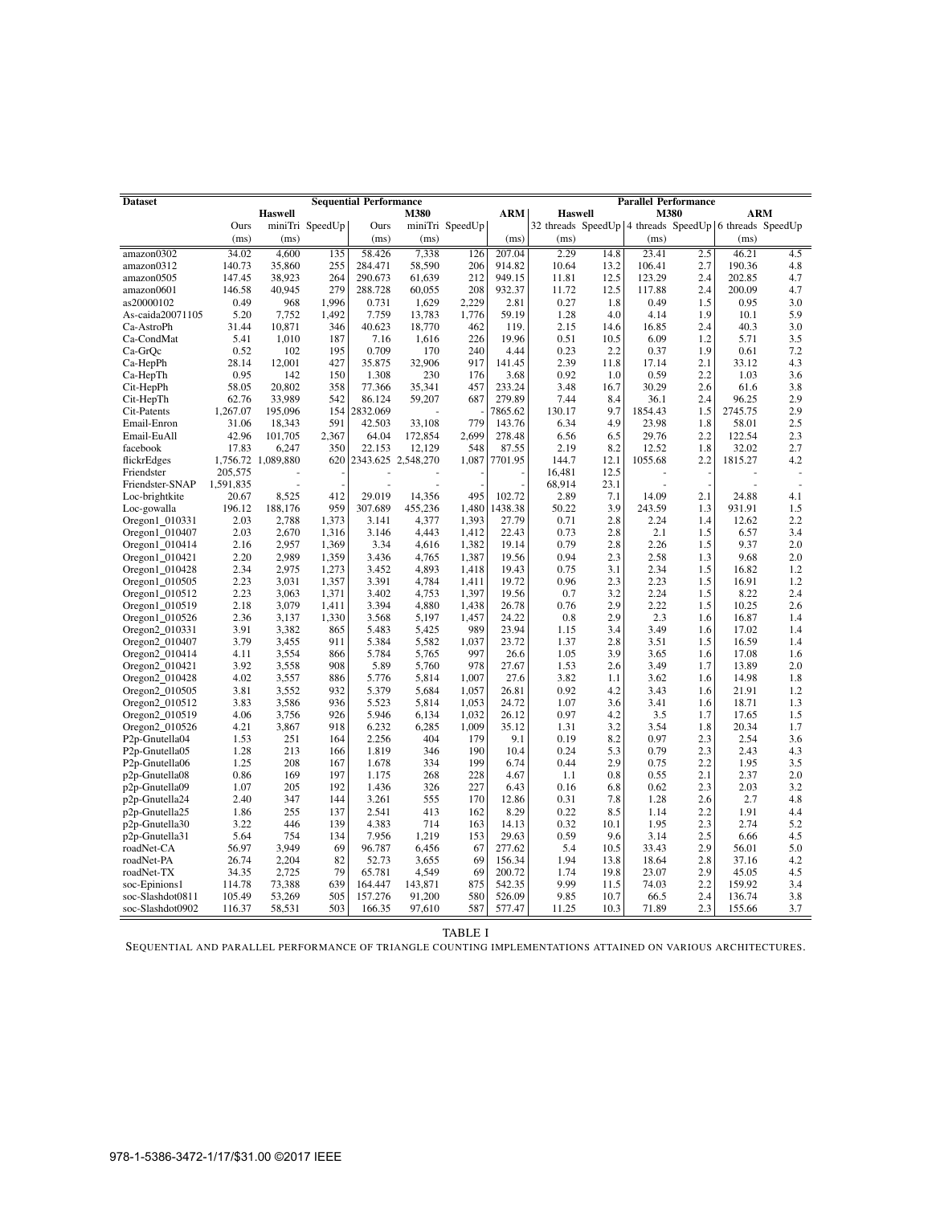| Dataset | Sequential Performance | | | | | | | Parallel Performance | | | | | |
|---|---|---|---|---|---|---|---|---|---|---|---|---|---|
| | Haswell | | | M380 | | | ARM | Haswell | | M380 | | ARM | |
| | Ours | miniTri | SpeedUp | Ours | miniTri | SpeedUp | | 32 threads | SpeedUp | 4 threads | SpeedUp | 6 threads | SpeedUp |
| | (ms) | (ms) | | (ms) | (ms) | | (ms) | (ms) | | (ms) | | (ms) | |
| amazon0302 | 34.02 | 4,600 | 135 | 58.426 | 7,338 | 126 | 207.04 | 2.29 | 14.8 | 23.41 | 2.5 | 46.21 | 4.5 |
| amazon0312 | 140.73 | 35,860 | 255 | 284.471 | 58,590 | 206 | 914.82 | 10.64 | 13.2 | 106.41 | 2.7 | 190.36 | 4.8 |
| amazon0505 | 147.45 | 38,923 | 264 | 290.673 | 61,639 | 212 | 949.15 | 11.81 | 12.5 | 123.29 | 2.4 | 202.85 | 4.7 |
| amazon0601 | 146.58 | 40,945 | 279 | 288.728 | 60,055 | 208 | 932.37 | 11.72 | 12.5 | 117.88 | 2.4 | 200.09 | 4.7 |
| as20000102 | 0.49 | 968 | 1,996 | 0.731 | 1,629 | 2,229 | 2.81 | 0.27 | 1.8 | 0.49 | 1.5 | 0.95 | 3.0 |
| As-caida20071105 | 5.20 | 7,752 | 1,492 | 7.759 | 13,783 | 1,776 | 59.19 | 1.28 | 4.0 | 4.14 | 1.9 | 10.1 | 5.9 |
| Ca-AstroPh | 31.44 | 10,871 | 346 | 40.623 | 18,770 | 462 | 119. | 2.15 | 14.6 | 16.85 | 2.4 | 40.3 | 3.0 |
| Ca-CondMat | 5.41 | 1,010 | 187 | 7.16 | 1,616 | 226 | 19.96 | 0.51 | 10.5 | 6.09 | 1.2 | 5.71 | 3.5 |
| Ca-GrQc | 0.52 | 102 | 195 | 0.709 | 170 | 240 | 4.44 | 0.23 | 2.2 | 0.37 | 1.9 | 0.61 | 7.2 |
| Ca-HepPh | 28.14 | 12,001 | 427 | 35.875 | 32,906 | 917 | 141.45 | 2.39 | 11.8 | 17.14 | 2.1 | 33.12 | 4.3 |
| Ca-HepTh | 0.95 | 142 | 150 | 1.308 | 230 | 176 | 3.68 | 0.92 | 1.0 | 0.59 | 2.2 | 1.03 | 3.6 |
| Cit-HepPh | 58.05 | 20,802 | 358 | 77.366 | 35,341 | 457 | 233.24 | 3.48 | 16.7 | 30.29 | 2.6 | 61.6 | 3.8 |
| Cit-HepTh | 62.76 | 33,989 | 542 | 86.124 | 59,207 | 687 | 279.89 | 7.44 | 8.4 | 36.1 | 2.4 | 96.25 | 2.9 |
| Cit-Patents | 1,267.07 | 195,096 | 154 | 2832.069 | - | - | 7865.62 | 130.17 | 9.7 | 1854.43 | 1.5 | 2745.75 | 2.9 |
| Email-Enron | 31.06 | 18,343 | 591 | 42.503 | 33,108 | 779 | 143.76 | 6.34 | 4.9 | 23.98 | 1.8 | 58.01 | 2.5 |
| Email-EuAll | 42.96 | 101,705 | 2,367 | 64.04 | 172,854 | 2,699 | 278.48 | 6.56 | 6.5 | 29.76 | 2.2 | 122.54 | 2.3 |
| facebook | 17.83 | 6,247 | 350 | 22.153 | 12,129 | 548 | 87.55 | 2.19 | 8.2 | 12.52 | 1.8 | 32.02 | 2.7 |
| flickrEdges | 1,756.72 | 1,089,880 | 620 | 2343.625 | 2,548,270 | 1,087 | 7701.95 | 144.7 | 12.1 | 1055.68 | 2.2 | 1815.27 | 4.2 |
| Friendster | 205,575 | - | - | - | - | - | - | 16,481 | 12.5 | - | - | - | - |
| Friendster-SNAP | 1,591,835 | - | - | - | - | - | - | 68,914 | 23.1 | - | - | - | - |
| Loc-brightkite | 20.67 | 8,525 | 412 | 29.019 | 14,356 | 495 | 102.72 | 2.89 | 7.1 | 14.09 | 2.1 | 24.88 | 4.1 |
| Loc-gowalla | 196.12 | 188,176 | 959 | 307.689 | 455,236 | 1,480 | 1438.38 | 50.22 | 3.9 | 243.59 | 1.3 | 931.91 | 1.5 |
| Oregon1_010331 | 2.03 | 2,788 | 1,373 | 3.141 | 4,377 | 1,393 | 27.79 | 0.71 | 2.8 | 2.24 | 1.4 | 12.62 | 2.2 |
| Oregon1_010407 | 2.03 | 2,670 | 1,316 | 3.146 | 4,443 | 1,412 | 22.43 | 0.73 | 2.8 | 2.1 | 1.5 | 6.57 | 3.4 |
| Oregon1_010414 | 2.16 | 2,957 | 1,369 | 3.34 | 4,616 | 1,382 | 19.14 | 0.79 | 2.8 | 2.26 | 1.5 | 9.37 | 2.0 |
| Oregon1_010421 | 2.20 | 2,989 | 1,359 | 3.436 | 4,765 | 1,387 | 19.56 | 0.94 | 2.3 | 2.58 | 1.3 | 9.68 | 2.0 |
| Oregon1_010428 | 2.34 | 2,975 | 1,273 | 3.452 | 4,893 | 1,418 | 19.43 | 0.75 | 3.1 | 2.34 | 1.5 | 16.82 | 1.2 |
| Oregon1_010505 | 2.23 | 3,031 | 1,357 | 3.391 | 4,784 | 1,411 | 19.72 | 0.96 | 2.3 | 2.23 | 1.5 | 16.91 | 1.2 |
| Oregon1_010512 | 2.23 | 3,063 | 1,371 | 3.402 | 4,753 | 1,397 | 19.56 | 0.7 | 3.2 | 2.24 | 1.5 | 8.22 | 2.4 |
| Oregon1_010519 | 2.18 | 3,079 | 1,411 | 3.394 | 4,880 | 1,438 | 26.78 | 0.76 | 2.9 | 2.22 | 1.5 | 10.25 | 2.6 |
| Oregon1_010526 | 2.36 | 3,137 | 1,330 | 3.568 | 5,197 | 1,457 | 24.22 | 0.8 | 2.9 | 2.3 | 1.6 | 16.87 | 1.4 |
| Oregon2_010331 | 3.91 | 3,382 | 865 | 5.483 | 5,425 | 989 | 23.94 | 1.15 | 3.4 | 3.49 | 1.6 | 17.02 | 1.4 |
| Oregon2_010407 | 3.79 | 3,455 | 911 | 5.384 | 5,582 | 1,037 | 23.72 | 1.37 | 2.8 | 3.51 | 1.5 | 16.59 | 1.4 |
| Oregon2_010414 | 4.11 | 3,554 | 866 | 5.784 | 5,765 | 997 | 26.6 | 1.05 | 3.9 | 3.65 | 1.6 | 17.08 | 1.6 |
| Oregon2_010421 | 3.92 | 3,558 | 908 | 5.89 | 5,760 | 978 | 27.67 | 1.53 | 2.6 | 3.49 | 1.7 | 13.89 | 2.0 |
| Oregon2_010428 | 4.02 | 3,557 | 886 | 5.776 | 5,814 | 1,007 | 27.6 | 3.82 | 1.1 | 3.62 | 1.6 | 14.98 | 1.8 |
| Oregon2_010505 | 3.81 | 3,552 | 932 | 5.379 | 5,684 | 1,057 | 26.81 | 0.92 | 4.2 | 3.43 | 1.6 | 21.91 | 1.2 |
| Oregon2_010512 | 3.83 | 3,586 | 936 | 5.523 | 5,814 | 1,053 | 24.72 | 1.07 | 3.6 | 3.41 | 1.6 | 18.71 | 1.3 |
| Oregon2_010519 | 4.06 | 3,756 | 926 | 5.946 | 6,134 | 1,032 | 26.12 | 0.97 | 4.2 | 3.5 | 1.7 | 17.65 | 1.5 |
| Oregon2_010526 | 4.21 | 3,867 | 918 | 6.232 | 6,285 | 1,009 | 35.12 | 1.31 | 3.2 | 3.54 | 1.8 | 20.34 | 1.7 |
| P2p-Gnutella04 | 1.53 | 251 | 164 | 2.256 | 404 | 179 | 9.1 | 0.19 | 8.2 | 0.97 | 2.3 | 2.54 | 3.6 |
| P2p-Gnutella05 | 1.28 | 213 | 166 | 1.819 | 346 | 190 | 10.4 | 0.24 | 5.3 | 0.79 | 2.3 | 2.43 | 4.3 |
| P2p-Gnutella06 | 1.25 | 208 | 167 | 1.678 | 334 | 199 | 6.74 | 0.44 | 2.9 | 0.75 | 2.2 | 1.95 | 3.5 |
| p2p-Gnutella08 | 0.86 | 169 | 197 | 1.175 | 268 | 228 | 4.67 | 1.1 | 0.8 | 0.55 | 2.1 | 2.37 | 2.0 |
| p2p-Gnutella09 | 1.07 | 205 | 192 | 1.436 | 326 | 227 | 6.43 | 0.16 | 6.8 | 0.62 | 2.3 | 2.03 | 3.2 |
| p2p-Gnutella24 | 2.40 | 347 | 144 | 3.261 | 555 | 170 | 12.86 | 0.31 | 7.8 | 1.28 | 2.6 | 2.7 | 4.8 |
| p2p-Gnutella25 | 1.86 | 255 | 137 | 2.541 | 413 | 162 | 8.29 | 0.22 | 8.5 | 1.14 | 2.2 | 1.91 | 4.4 |
| p2p-Gnutella30 | 3.22 | 446 | 139 | 4.383 | 714 | 163 | 14.13 | 0.32 | 10.1 | 1.95 | 2.3 | 2.74 | 5.2 |
| p2p-Gnutella31 | 5.64 | 754 | 134 | 7.956 | 1,219 | 153 | 29.63 | 0.59 | 9.6 | 3.14 | 2.5 | 6.66 | 4.5 |
| roadNet-CA | 56.97 | 3,949 | 69 | 96.787 | 6,456 | 67 | 277.62 | 5.4 | 10.5 | 33.43 | 2.9 | 56.01 | 5.0 |
| roadNet-PA | 26.74 | 2,204 | 82 | 52.73 | 3,655 | 69 | 156.34 | 1.94 | 13.8 | 18.64 | 2.8 | 37.16 | 4.2 |
| roadNet-TX | 34.35 | 2,725 | 79 | 65.781 | 4,549 | 69 | 200.72 | 1.74 | 19.8 | 23.07 | 2.9 | 45.05 | 4.5 |
| soc-Epinions1 | 114.78 | 73,388 | 639 | 164.447 | 143,871 | 875 | 542.35 | 9.99 | 11.5 | 74.03 | 2.2 | 159.92 | 3.4 |
| soc-Slashdot0811 | 105.49 | 53,269 | 505 | 157.276 | 91,200 | 580 | 526.09 | 9.85 | 10.7 | 66.5 | 2.4 | 136.74 | 3.8 |
| soc-Slashdot0902 | 116.37 | 58,531 | 503 | 166.35 | 97,610 | 587 | 577.47 | 11.25 | 10.3 | 71.89 | 2.3 | 155.66 | 3.7 |

TABLE I

SEQUENTIAL AND PARALLEL PERFORMANCE OF TRIANGLE COUNTING IMPLEMENTATIONS ATTAINED ON VARIOUS ARCHITECTURES.